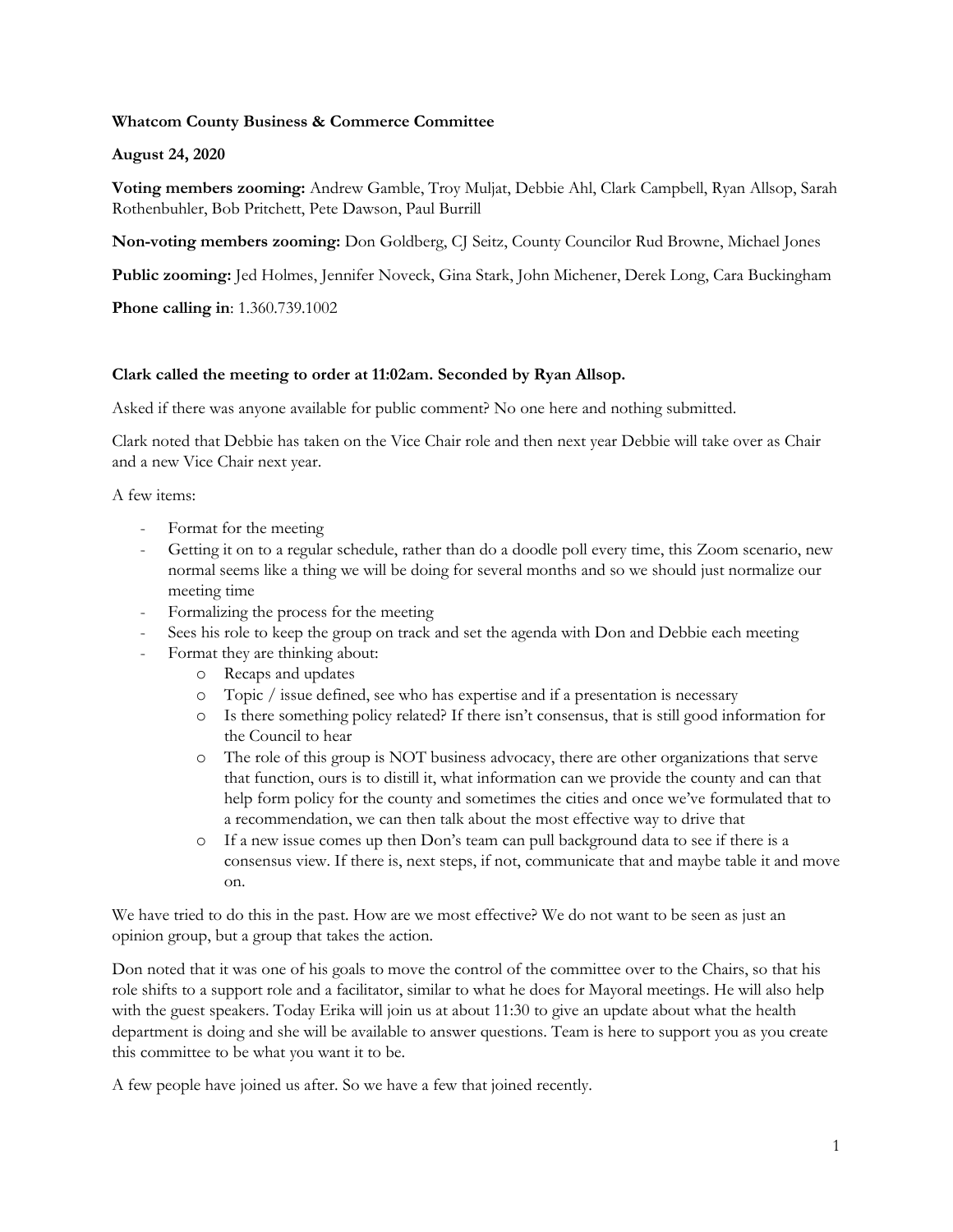**Whatcom County Business & Commerce Committee**

**August 24, 2020**

**Voting members zooming:** Andrew Gamble, Troy Muljat, Debbie Ahl, Clark Campbell, Ryan Allsop, Sarah Rothenbuhler, Bob Pritchett, Pete Dawson, Paul Burrill

**Non-voting members zooming:** Don Goldberg, CJ Seitz, County Councilor Rud Browne, Michael Jones

**Public zooming:** Jed Holmes, Jennifer Noveck, Gina Stark, John Michener, Derek Long, Cara Buckingham

**Phone calling in**: 1.360.739.1002

**Clark called the meeting to order at 11:02am. Seconded by Ryan Allsop.**

Asked if there was anyone available for public comment? No one here and nothing submitted.

Clark noted that Debbie has taken on the Vice Chair role and then next year Debbie will take over as Chair and a new Vice Chair next year.

A few items:

- Format for the meeting
- Getting it on to a regular schedule, rather than do a doodle poll every time, this Zoom scenario, new normal seems like a thing we will be doing for several months and so we should just normalize our meeting time
- Formalizing the process for the meeting
- Sees his role to keep the group on track and set the agenda with Don and Debbie each meeting
- Format they are thinking about:
  - Recaps and updates
  - Topic / issue defined, see who has expertise and if a presentation is necessary
  - Is there something policy related? If there isn't consensus, that is still good information for the Council to hear
  - The role of this group is NOT business advocacy, there are other organizations that serve that function, ours is to distill it, what information can we provide the county and can that help form policy for the county and sometimes the cities and once we've formulated that to a recommendation, we can then talk about the most effective way to drive that
  - If a new issue comes up then Don's team can pull background data to see if there is a consensus view. If there is, next steps, if not, communicate that and maybe table it and move on.

We have tried to do this in the past. How are we most effective? We do not want to be seen as just an opinion group, but a group that takes the action.

Don noted that it was one of his goals to move the control of the committee over to the Chairs, so that his role shifts to a support role and a facilitator, similar to what he does for Mayoral meetings. He will also help with the guest speakers. Today Erika will join us at about 11:30 to give an update about what the health department is doing and she will be available to answer questions. Team is here to support you as you create this committee to be what you want it to be.

A few people have joined us after. So we have a few that joined recently.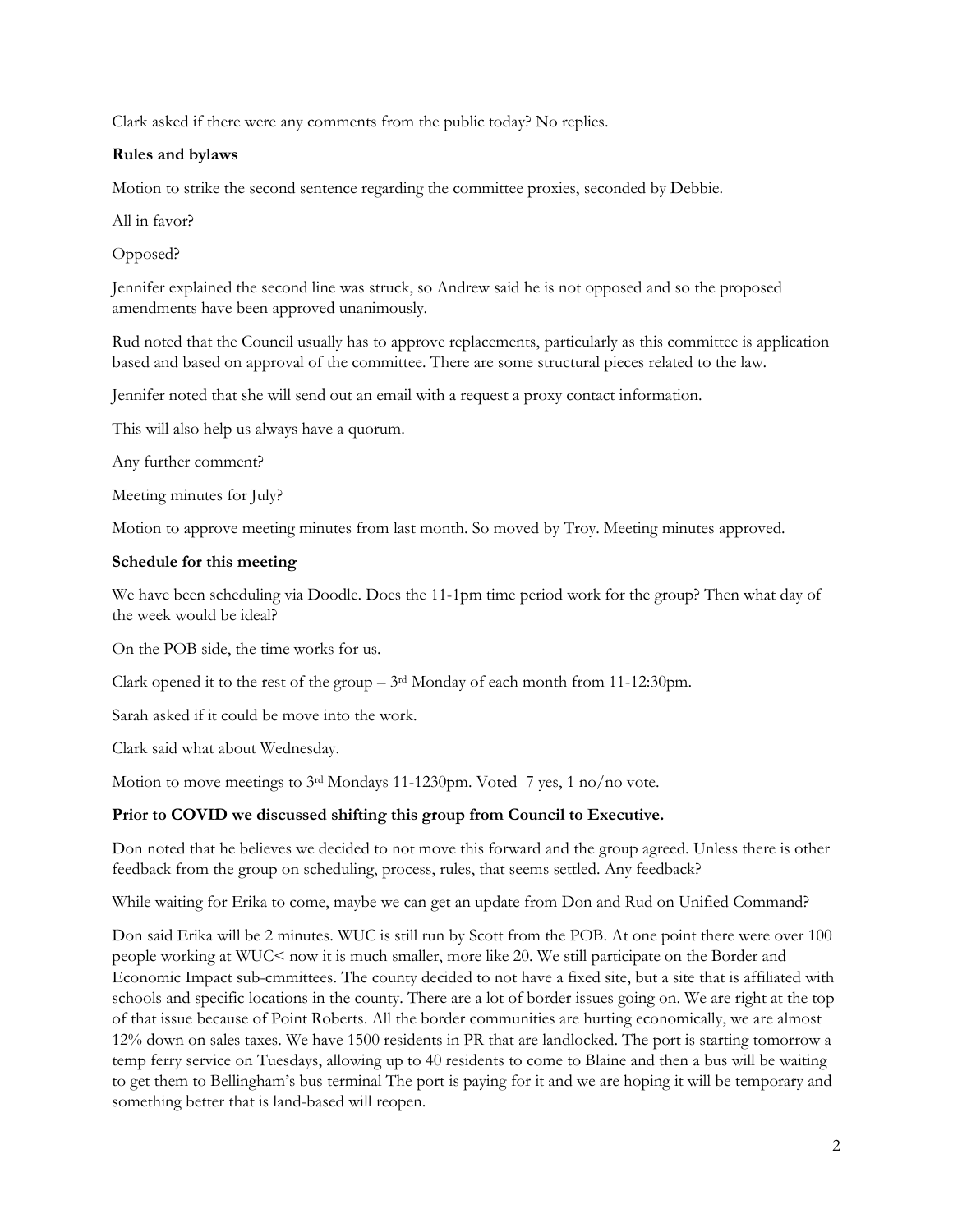Clark asked if there were any comments from the public today? No replies.

**Rules and bylaws**

Motion to strike the second sentence regarding the committee proxies, seconded by Debbie.

All in favor?

Opposed?

Jennifer explained the second line was struck, so Andrew said he is not opposed and so the proposed amendments have been approved unanimously.

Rud noted that the Council usually has to approve replacements, particularly as this committee is application based and based on approval of the committee. There are some structural pieces related to the law.

Jennifer noted that she will send out an email with a request a proxy contact information.

This will also help us always have a quorum.

Any further comment?

Meeting minutes for July?

Motion to approve meeting minutes from last month. So moved by Troy. Meeting minutes approved.

**Schedule for this meeting**

We have been scheduling via Doodle. Does the 11-1pm time period work for the group? Then what day of the week would be ideal?

On the POB side, the time works for us.

Clark opened it to the rest of the group – 3rd Monday of each month from 11-12:30pm.

Sarah asked if it could be move into the work.

Clark said what about Wednesday.

Motion to move meetings to 3rd Mondays 11-1230pm. Voted 7 yes, 1 no/no vote.

**Prior to COVID we discussed shifting this group from Council to Executive.**

Don noted that he believes we decided to not move this forward and the group agreed. Unless there is other feedback from the group on scheduling, process, rules, that seems settled. Any feedback?

While waiting for Erika to come, maybe we can get an update from Don and Rud on Unified Command?

Don said Erika will be 2 minutes. WUC is still run by Scott from the POB. At one point there were over 100 people working at WUC< now it is much smaller, more like 20. We still participate on the Border and Economic Impact sub-cmmittees. The county decided to not have a fixed site, but a site that is affiliated with schools and specific locations in the county. There are a lot of border issues going on. We are right at the top of that issue because of Point Roberts. All the border communities are hurting economically, we are almost 12% down on sales taxes. We have 1500 residents in PR that are landlocked. The port is starting tomorrow a temp ferry service on Tuesdays, allowing up to 40 residents to come to Blaine and then a bus will be waiting to get them to Bellingham's bus terminal The port is paying for it and we are hoping it will be temporary and something better that is land-based will reopen.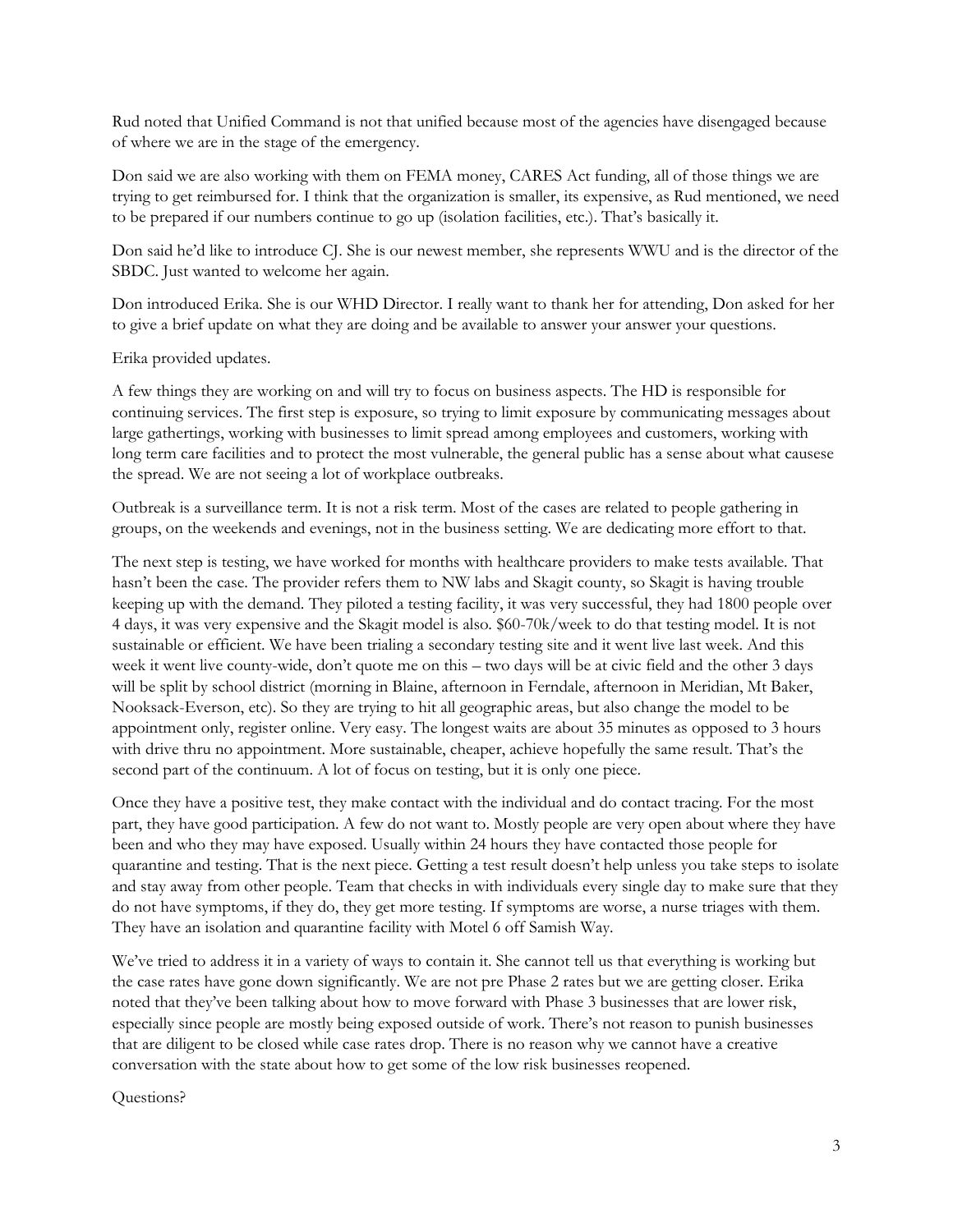Rud noted that Unified Command is not that unified because most of the agencies have disengaged because of where we are in the stage of the emergency.

Don said we are also working with them on FEMA money, CARES Act funding, all of those things we are trying to get reimbursed for. I think that the organization is smaller, its expensive, as Rud mentioned, we need to be prepared if our numbers continue to go up (isolation facilities, etc.). That's basically it.

Don said he'd like to introduce CJ. She is our newest member, she represents WWU and is the director of the SBDC. Just wanted to welcome her again.

Don introduced Erika. She is our WHD Director. I really want to thank her for attending, Don asked for her to give a brief update on what they are doing and be available to answer your answer your questions.

Erika provided updates.

A few things they are working on and will try to focus on business aspects. The HD is responsible for continuing services. The first step is exposure, so trying to limit exposure by communicating messages about large gatherings, working with businesses to limit spread among employees and customers, working with long term care facilities and to protect the most vulnerable, the general public has a sense about what causese the spread. We are not seeing a lot of workplace outbreaks.

Outbreak is a surveillance term. It is not a risk term. Most of the cases are related to people gathering in groups, on the weekends and evenings, not in the business setting. We are dedicating more effort to that.

The next step is testing, we have worked for months with healthcare providers to make tests available. That hasn't been the case. The provider refers them to NW labs and Skagit county, so Skagit is having trouble keeping up with the demand. They piloted a testing facility, it was very successful, they had 1800 people over 4 days, it was very expensive and the Skagit model is also. $60-70k/week to do that testing model. It is not sustainable or efficient. We have been trialing a secondary testing site and it went live last week. And this week it went live county-wide, don't quote me on this – two days will be at civic field and the other 3 days will be split by school district (morning in Blaine, afternoon in Ferndale, afternoon in Meridian, Mt Baker, Nooksack-Everson, etc). So they are trying to hit all geographic areas, but also change the model to be appointment only, register online. Very easy. The longest waits are about 35 minutes as opposed to 3 hours with drive thru no appointment. More sustainable, cheaper, achieve hopefully the same result. That's the second part of the continuum. A lot of focus on testing, but it is only one piece.

Once they have a positive test, they make contact with the individual and do contact tracing. For the most part, they have good participation. A few do not want to. Mostly people are very open about where they have been and who they may have exposed. Usually within 24 hours they have contacted those people for quarantine and testing. That is the next piece. Getting a test result doesn't help unless you take steps to isolate and stay away from other people. Team that checks in with individuals every single day to make sure that they do not have symptoms, if they do, they get more testing. If symptoms are worse, a nurse triages with them. They have an isolation and quarantine facility with Motel 6 off Samish Way.

We've tried to address it in a variety of ways to contain it. She cannot tell us that everything is working but the case rates have gone down significantly. We are not pre Phase 2 rates but we are getting closer. Erika noted that they've been talking about how to move forward with Phase 3 businesses that are lower risk, especially since people are mostly being exposed outside of work. There's not reason to punish businesses that are diligent to be closed while case rates drop. There is no reason why we cannot have a creative conversation with the state about how to get some of the low risk businesses reopened.

Questions?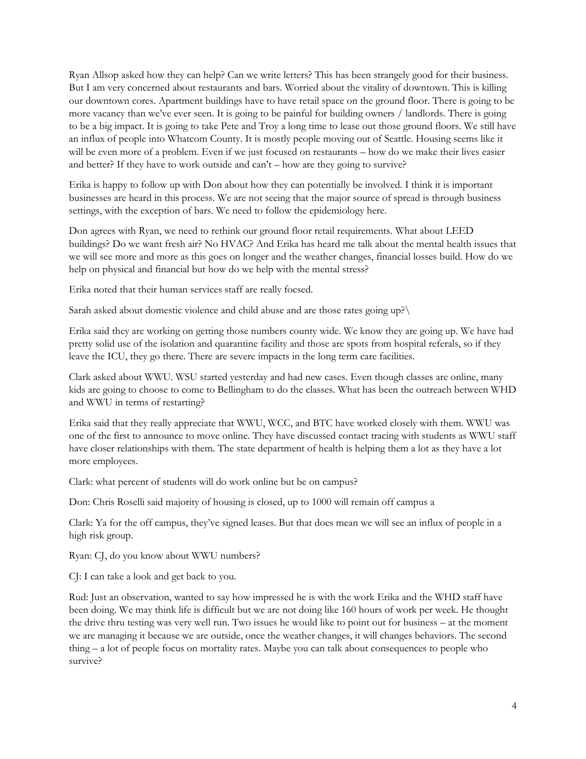Ryan Allsop asked how they can help? Can we write letters? This has been strangely good for their business. But I am very concerned about restaurants and bars. Worried about the vitality of downtown. This is killing our downtown cores. Apartment buildings have to have retail space on the ground floor. There is going to be more vacancy than we've ever seen. It is going to be painful for building owners / landlords. There is going to be a big impact. It is going to take Pete and Troy a long time to lease out those ground floors. We still have an influx of people into Whatcom County. It is mostly people moving out of Seattle. Housing seems like it will be even more of a problem. Even if we just focused on restaurants – how do we make their lives easier and better? If they have to work outside and can't – how are they going to survive?

Erika is happy to follow up with Don about how they can potentially be involved. I think it is important businesses are heard in this process. We are not seeing that the major source of spread is through business settings, with the exception of bars. We need to follow the epidemiology here.

Don agrees with Ryan, we need to rethink our ground floor retail requirements. What about LEED buildings? Do we want fresh air? No HVAC? And Erika has heard me talk about the mental health issues that we will see more and more as this goes on longer and the weather changes, financial losses build. How do we help on physical and financial but how do we help with the mental stress?

Erika noted that their human services staff are really focsed.

Sarah asked about domestic violence and child abuse and are those rates going up?\

Erika said they are working on getting those numbers county wide. We know they are going up. We have had pretty solid use of the isolation and quarantine facility and those are spots from hospital referals, so if they leave the ICU, they go there. There are severe impacts in the long term care facilities.

Clark asked about WWU. WSU started yesterday and had new cases. Even though classes are online, many kids are going to choose to come to Bellingham to do the classes. What has been the outreach between WHD and WWU in terms of restarting?

Erika said that they really appreciate that WWU, WCC, and BTC have worked closely with them. WWU was one of the first to announce to move online. They have discussed contact tracing with students as WWU staff have closer relationships with them. The state department of health is helping them a lot as they have a lot more employees.

Clark: what percent of students will do work online but be on campus?

Don: Chris Roselli said majority of housing is closed, up to 1000 will remain off campus a

Clark: Ya for the off campus, they've signed leases. But that does mean we will see an influx of people in a high risk group.

Ryan: CJ, do you know about WWU numbers?

CJ: I can take a look and get back to you.

Rud: Just an observation, wanted to say how impressed he is with the work Erika and the WHD staff have been doing. We may think life is difficult but we are not doing like 160 hours of work per week. He thought the drive thru testing was very well run. Two issues he would like to point out for business – at the moment we are managing it because we are outside, once the weather changes, it will changes behaviors. The second thing – a lot of people focus on mortality rates. Maybe you can talk about consequences to people who survive?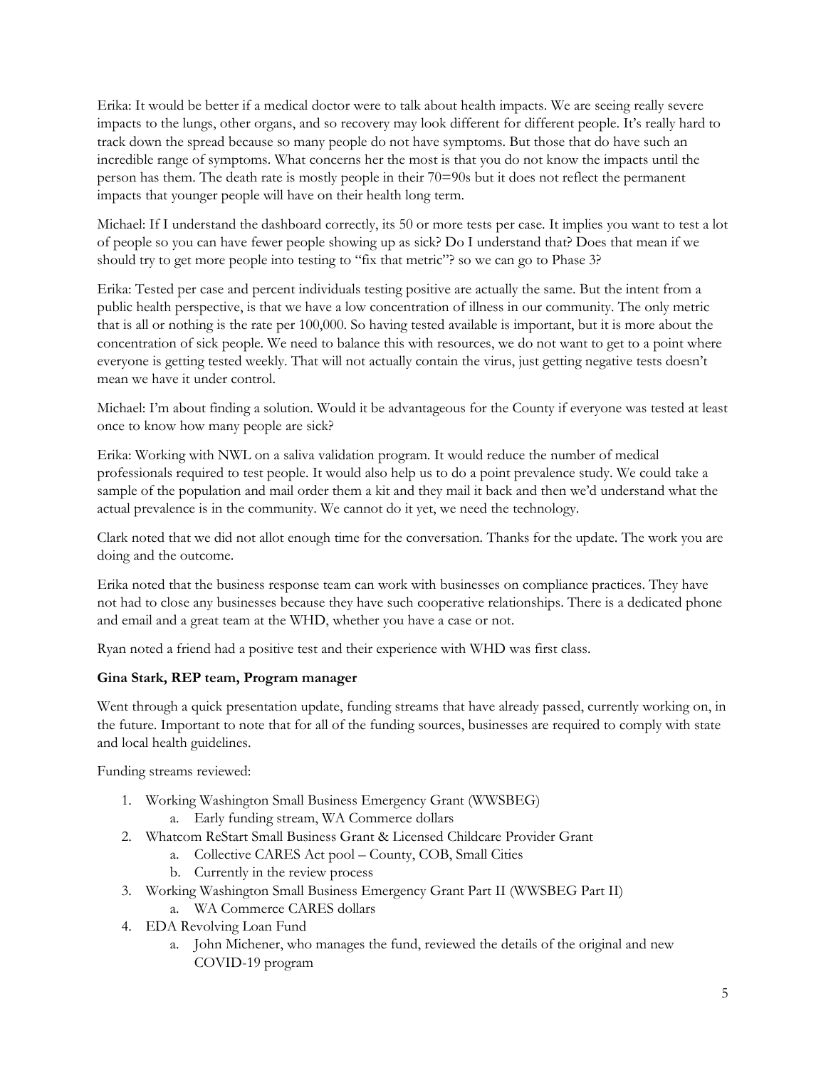Erika: It would be better if a medical doctor were to talk about health impacts. We are seeing really severe impacts to the lungs, other organs, and so recovery may look different for different people. It's really hard to track down the spread because so many people do not have symptoms. But those that do have such an incredible range of symptoms. What concerns her the most is that you do not know the impacts until the person has them. The death rate is mostly people in their 70=90s but it does not reflect the permanent impacts that younger people will have on their health long term.

Michael: If I understand the dashboard correctly, its 50 or more tests per case. It implies you want to test a lot of people so you can have fewer people showing up as sick? Do I understand that? Does that mean if we should try to get more people into testing to "fix that metric"? so we can go to Phase 3?

Erika: Tested per case and percent individuals testing positive are actually the same. But the intent from a public health perspective, is that we have a low concentration of illness in our community. The only metric that is all or nothing is the rate per 100,000. So having tested available is important, but it is more about the concentration of sick people. We need to balance this with resources, we do not want to get to a point where everyone is getting tested weekly. That will not actually contain the virus, just getting negative tests doesn't mean we have it under control.

Michael: I'm about finding a solution. Would it be advantageous for the County if everyone was tested at least once to know how many people are sick?

Erika: Working with NWL on a saliva validation program. It would reduce the number of medical professionals required to test people. It would also help us to do a point prevalence study. We could take a sample of the population and mail order them a kit and they mail it back and then we'd understand what the actual prevalence is in the community. We cannot do it yet, we need the technology.

Clark noted that we did not allot enough time for the conversation. Thanks for the update. The work you are doing and the outcome.

Erika noted that the business response team can work with businesses on compliance practices. They have not had to close any businesses because they have such cooperative relationships. There is a dedicated phone and email and a great team at the WHD, whether you have a case or not.

Ryan noted a friend had a positive test and their experience with WHD was first class.

**Gina Stark, REP team, Program manager**

Went through a quick presentation update, funding streams that have already passed, currently working on, in the future. Important to note that for all of the funding sources, businesses are required to comply with state and local health guidelines.

Funding streams reviewed:

1. Working Washington Small Business Emergency Grant (WWSBEG)
    a. Early funding stream, WA Commerce dollars
2. Whatcom ReStart Small Business Grant & Licensed Childcare Provider Grant
    a. Collective CARES Act pool – County, COB, Small Cities
    b. Currently in the review process
3. Working Washington Small Business Emergency Grant Part II (WWSBEG Part II)
    a. WA Commerce CARES dollars
4. EDA Revolving Loan Fund
    a. John Michener, who manages the fund, reviewed the details of the original and new COVID-19 program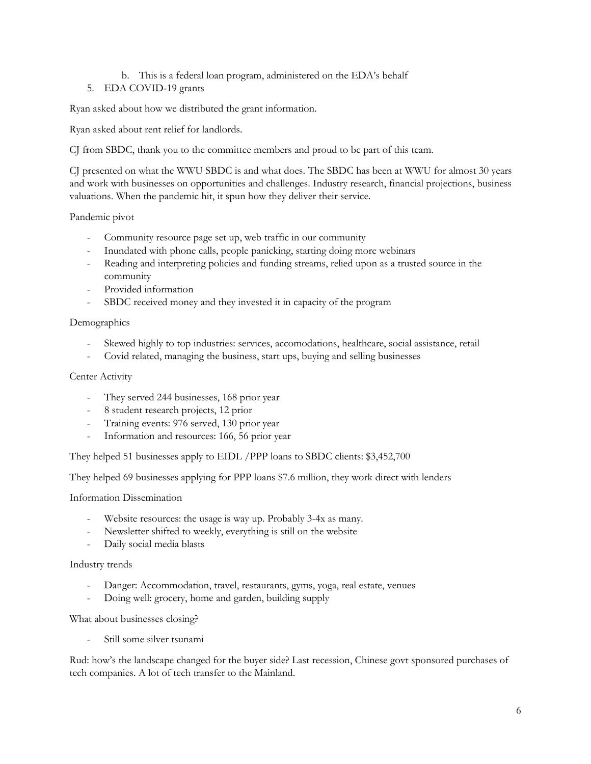b. This is a federal loan program, administered on the EDA's behalf

5. EDA COVID-19 grants

Ryan asked about how we distributed the grant information.

Ryan asked about rent relief for landlords.

CJ from SBDC, thank you to the committee members and proud to be part of this team.

CJ presented on what the WWU SBDC is and what does. The SBDC has been at WWU for almost 30 years and work with businesses on opportunities and challenges. Industry research, financial projections, business valuations. When the pandemic hit, it spun how they deliver their service.

Pandemic pivot

- Community resource page set up, web traffic in our community
- Inundated with phone calls, people panicking, starting doing more webinars
- Reading and interpreting policies and funding streams, relied upon as a trusted source in the community
- Provided information
- SBDC received money and they invested it in capacity of the program

Demographics

- Skewed highly to top industries: services, accomodations, healthcare, social assistance, retail
- Covid related, managing the business, start ups, buying and selling businesses

Center Activity

- They served 244 businesses, 168 prior year
- 8 student research projects, 12 prior
- Training events: 976 served, 130 prior year
- Information and resources: 166, 56 prior year

They helped 51 businesses apply to EIDL /PPP loans to SBDC clients: $3,452,700

They helped 69 businesses applying for PPP loans $7.6 million, they work direct with lenders

Information Dissemination

- Website resources: the usage is way up. Probably 3-4x as many.
- Newsletter shifted to weekly, everything is still on the website
- Daily social media blasts

Industry trends

- Danger: Accommodation, travel, restaurants, gyms, yoga, real estate, venues
- Doing well: grocery, home and garden, building supply

What about businesses closing?

- Still some silver tsunami

Rud: how's the landscape changed for the buyer side? Last recession, Chinese govt sponsored purchases of tech companies. A lot of tech transfer to the Mainland.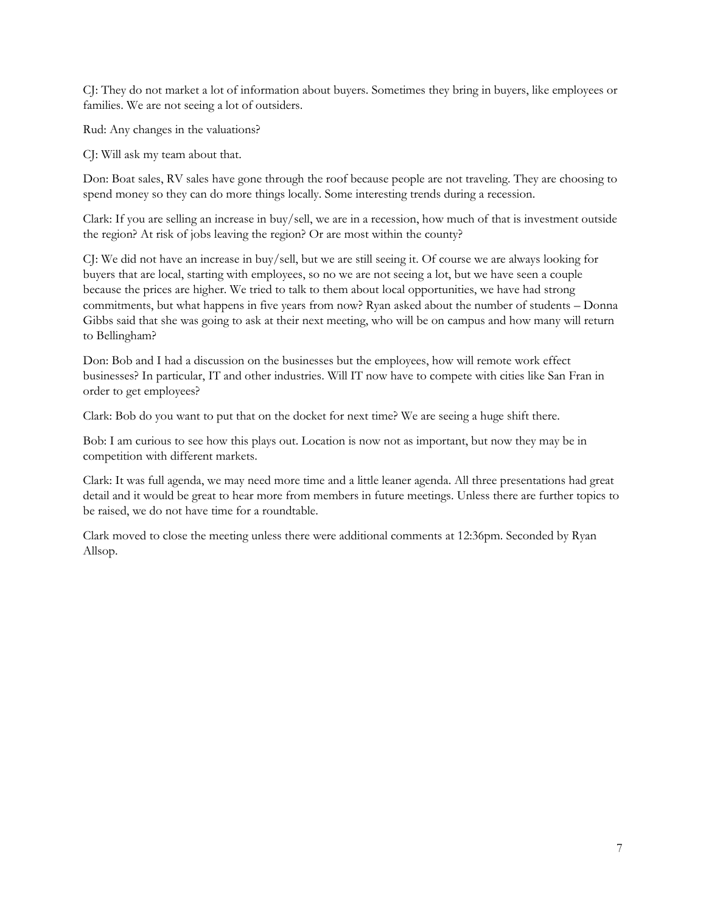CJ: They do not market a lot of information about buyers. Sometimes they bring in buyers, like employees or families. We are not seeing a lot of outsiders.

Rud: Any changes in the valuations?

CJ: Will ask my team about that.

Don: Boat sales, RV sales have gone through the roof because people are not traveling. They are choosing to spend money so they can do more things locally. Some interesting trends during a recession.

Clark: If you are selling an increase in buy/sell, we are in a recession, how much of that is investment outside the region? At risk of jobs leaving the region? Or are most within the county?

CJ: We did not have an increase in buy/sell, but we are still seeing it. Of course we are always looking for buyers that are local, starting with employees, so no we are not seeing a lot, but we have seen a couple because the prices are higher. We tried to talk to them about local opportunities, we have had strong commitments, but what happens in five years from now? Ryan asked about the number of students – Donna Gibbs said that she was going to ask at their next meeting, who will be on campus and how many will return to Bellingham?

Don: Bob and I had a discussion on the businesses but the employees, how will remote work effect businesses? In particular, IT and other industries. Will IT now have to compete with cities like San Fran in order to get employees?

Clark: Bob do you want to put that on the docket for next time? We are seeing a huge shift there.

Bob: I am curious to see how this plays out. Location is now not as important, but now they may be in competition with different markets.

Clark: It was full agenda, we may need more time and a little leaner agenda. All three presentations had great detail and it would be great to hear more from members in future meetings. Unless there are further topics to be raised, we do not have time for a roundtable.

Clark moved to close the meeting unless there were additional comments at 12:36pm. Seconded by Ryan Allsop.